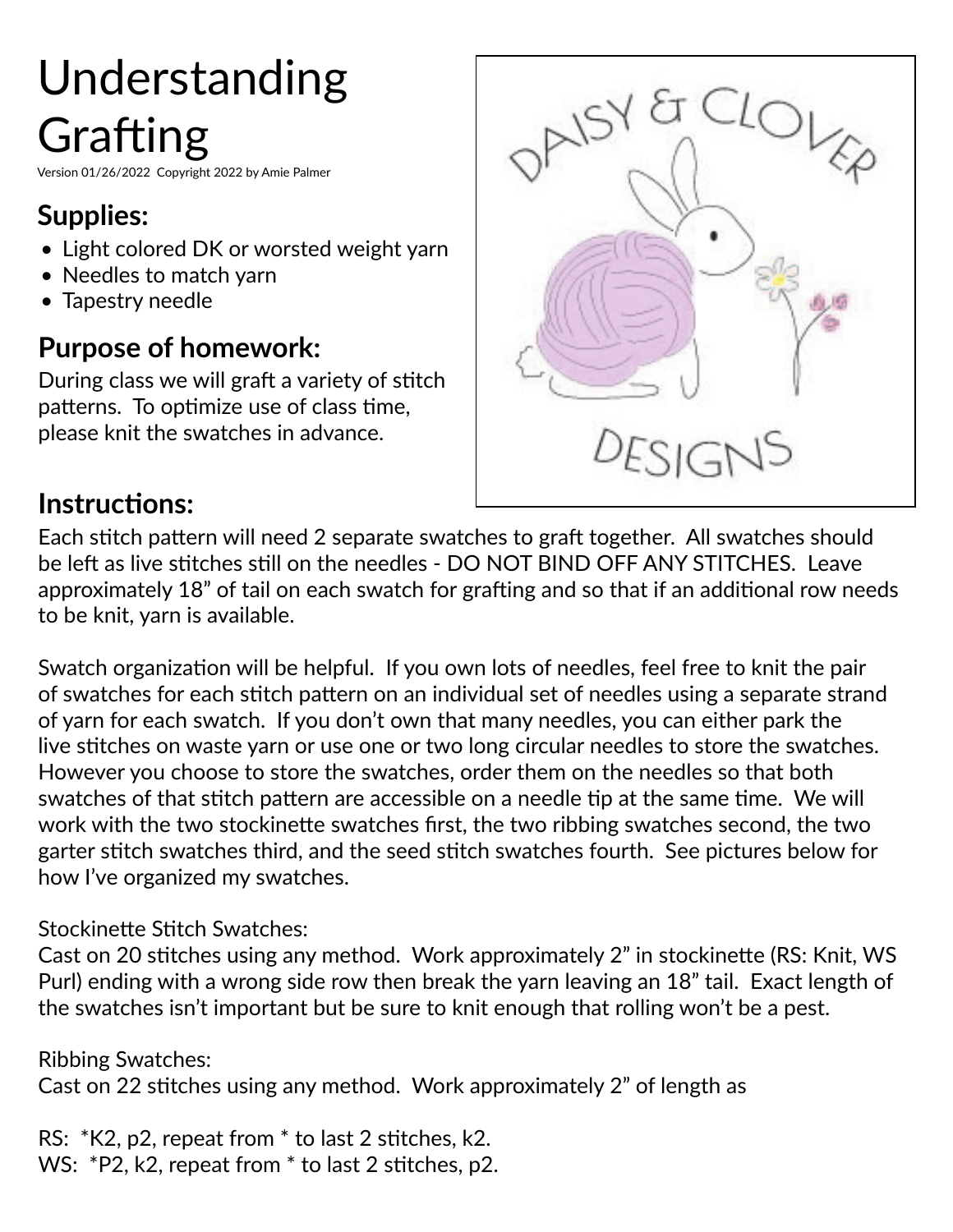# Understanding Grafting

Version 01/26/2022 Copyright 2022 by Amie Palmer

## Supplies:

- Light colored DK or worsted weight yarn
- Needles to match yarn
- Tapestry needle

## Purpose of homework:

During class we will graft a variety of stitch patterns. To optimize use of class time, please knit the swatches in advance.

## Instructions:

Each stitch pattern will need 2 separate swatches to graft together. All swatches should be left as live stitches still on the needles - DO NOT BIND OFF ANY STITCHES. Leave approximately 18" of tail on each swatch for grafting and so that if an additional row needs to be knit, yarn is available.

Swatch organization will be helpful. If you own lots of needles, feel free to knit the pair of swatches for each stitch pattern on an individual set of needles using a separate strand of yarn for each swatch. If you don't own that many needles, you can either park the live stitches on waste yarn or use one or two long circular needles to store the swatches. However you choose to store the swatches, order them on the needles so that both swatches of that stitch pattern are accessible on a needle tip at the same time. We will work with the two stockinette swatches first, the two ribbing swatches second, the two garter stitch swatches third, and the seed stitch swatches fourth. See pictures below for how I've organized my swatches.

Stockinette Stitch Swatches:
Cast on 20 stitches using any method. Work approximately 2" in stockinette (RS: Knit, WS Purl) ending with a wrong side row then break the yarn leaving an 18" tail. Exact length of the swatches isn't important but be sure to knit enough that rolling won't be a pest.

Ribbing Swatches:
Cast on 22 stitches using any method. Work approximately 2" of length as

RS: *K2, p2, repeat from * to last 2 stitches, k2.
WS: *P2, k2, repeat from * to last 2 stitches, p2.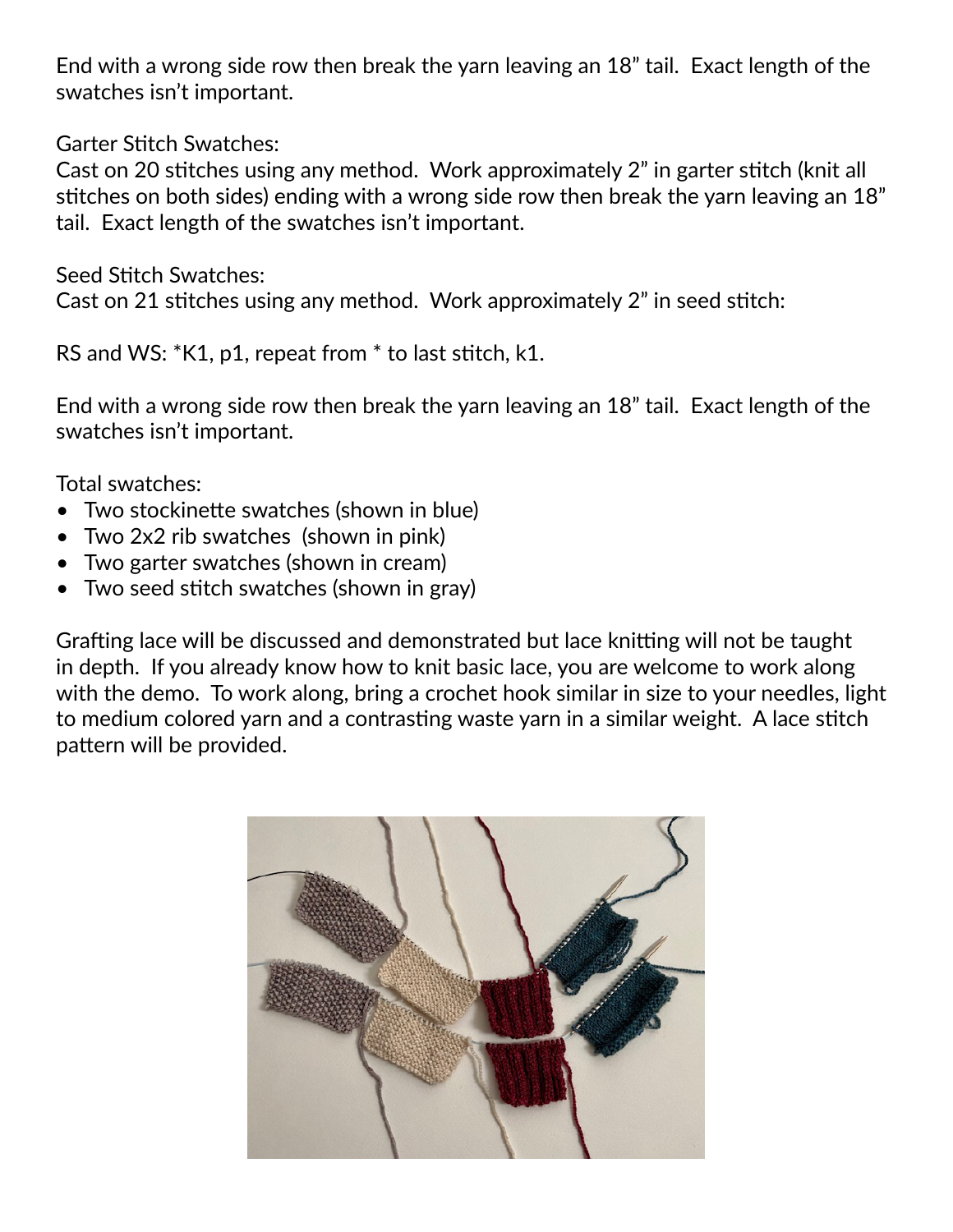End with a wrong side row then break the yarn leaving an 18" tail. Exact length of the swatches isn't important.

Garter Stitch Swatches:
Cast on 20 stitches using any method. Work approximately 2" in garter stitch (knit all stitches on both sides) ending with a wrong side row then break the yarn leaving an 18" tail. Exact length of the swatches isn't important.

Seed Stitch Swatches:
Cast on 21 stitches using any method. Work approximately 2" in seed stitch:

RS and WS: *K1, p1, repeat from * to last stitch, k1.

End with a wrong side row then break the yarn leaving an 18" tail. Exact length of the swatches isn't important.

Total swatches:

- Two stockinette swatches (shown in blue)
- Two 2x2 rib swatches (shown in pink)
- Two garter swatches (shown in cream)
- Two seed stitch swatches (shown in gray)

Grafting lace will be discussed and demonstrated but lace knitting will not be taught in depth. If you already know how to knit basic lace, you are welcome to work along with the demo. To work along, bring a crochet hook similar in size to your needles, light to medium colored yarn and a contrasting waste yarn in a similar weight. A lace stitch pattern will be provided.